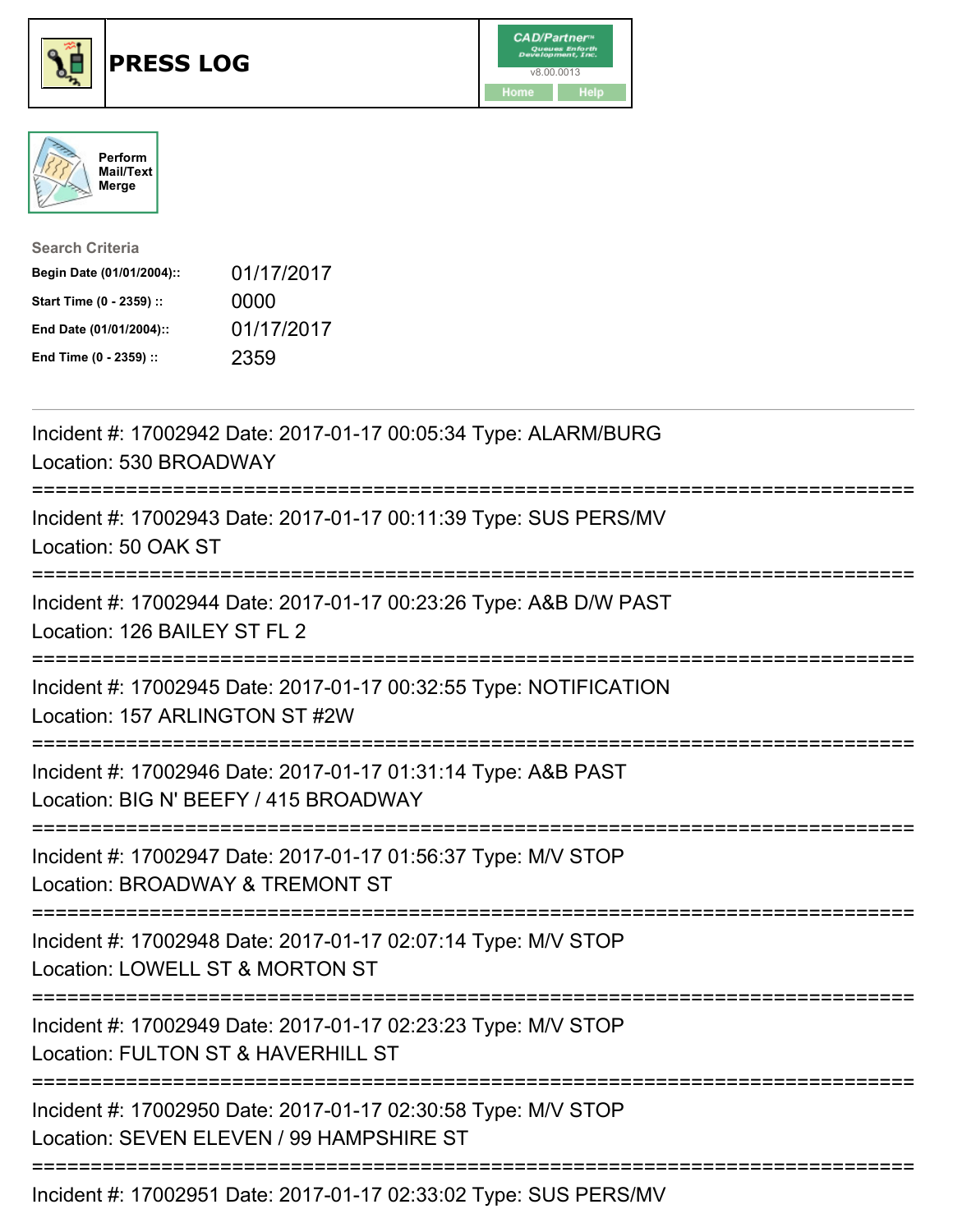# PRESS LOG

CAD/Partner v8.00.0013

Home Help

Perform Mail/Text Merge

**Search Criteria**

| | |
|---|---|
| **Begin Date (01/01/2004)::** | 01/17/2017 |
| **Start Time (0 - 2359) ::** | 0000 |
| **End Date (01/01/2004)::** | 01/17/2017 |
| **End Time (0 - 2359) ::** | 2359 |

---

Incident #: 17002942 Date: 2017-01-17 00:05:34 Type: ALARM/BURG
Location: 530 BROADWAY

===========================================================================

Incident #: 17002943 Date: 2017-01-17 00:11:39 Type: SUS PERS/MV
Location: 50 OAK ST

===========================================================================

Incident #: 17002944 Date: 2017-01-17 00:23:26 Type: A&B D/W PAST
Location: 126 BAILEY ST FL 2

===========================================================================

Incident #: 17002945 Date: 2017-01-17 00:32:55 Type: NOTIFICATION
Location: 157 ARLINGTON ST #2W

===========================================================================

Incident #: 17002946 Date: 2017-01-17 01:31:14 Type: A&B PAST
Location: BIG N' BEEFY / 415 BROADWAY

===========================================================================

Incident #: 17002947 Date: 2017-01-17 01:56:37 Type: M/V STOP
Location: BROADWAY & TREMONT ST

===========================================================================

Incident #: 17002948 Date: 2017-01-17 02:07:14 Type: M/V STOP
Location: LOWELL ST & MORTON ST

===========================================================================

Incident #: 17002949 Date: 2017-01-17 02:23:23 Type: M/V STOP
Location: FULTON ST & HAVERHILL ST

===========================================================================

Incident #: 17002950 Date: 2017-01-17 02:30:58 Type: M/V STOP
Location: SEVEN ELEVEN / 99 HAMPSHIRE ST

===========================================================================

Incident #: 17002951 Date: 2017-01-17 02:33:02 Type: SUS PERS/MV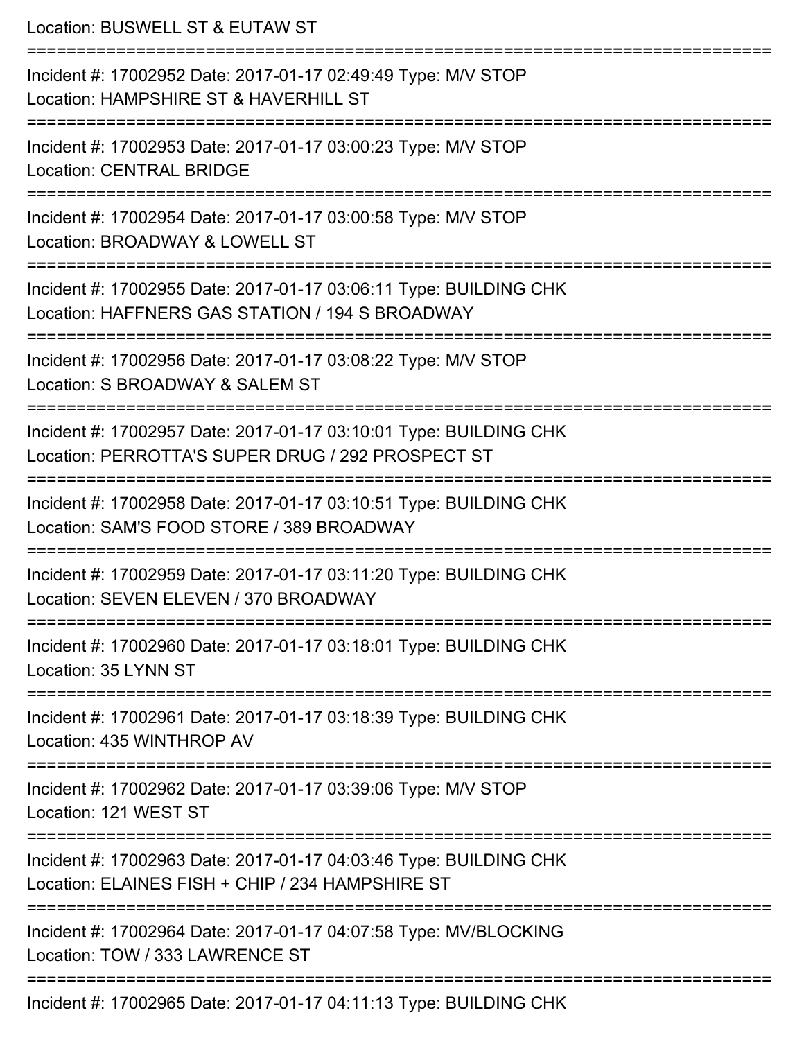Location: BUSWELL ST & EUTAW ST

===========================================================================

Incident #: 17002952 Date: 2017-01-17 02:49:49 Type: M/V STOP
Location: HAMPSHIRE ST & HAVERHILL ST

===========================================================================

Incident #: 17002953 Date: 2017-01-17 03:00:23 Type: M/V STOP
Location: CENTRAL BRIDGE

===========================================================================

Incident #: 17002954 Date: 2017-01-17 03:00:58 Type: M/V STOP
Location: BROADWAY & LOWELL ST

===========================================================================

Incident #: 17002955 Date: 2017-01-17 03:06:11 Type: BUILDING CHK
Location: HAFFNERS GAS STATION / 194 S BROADWAY

===========================================================================

Incident #: 17002956 Date: 2017-01-17 03:08:22 Type: M/V STOP
Location: S BROADWAY & SALEM ST

===========================================================================

Incident #: 17002957 Date: 2017-01-17 03:10:01 Type: BUILDING CHK
Location: PERROTTA'S SUPER DRUG / 292 PROSPECT ST

===========================================================================

Incident #: 17002958 Date: 2017-01-17 03:10:51 Type: BUILDING CHK
Location: SAM'S FOOD STORE / 389 BROADWAY

===========================================================================

Incident #: 17002959 Date: 2017-01-17 03:11:20 Type: BUILDING CHK
Location: SEVEN ELEVEN / 370 BROADWAY

===========================================================================

Incident #: 17002960 Date: 2017-01-17 03:18:01 Type: BUILDING CHK
Location: 35 LYNN ST

===========================================================================

Incident #: 17002961 Date: 2017-01-17 03:18:39 Type: BUILDING CHK
Location: 435 WINTHROP AV

===========================================================================

Incident #: 17002962 Date: 2017-01-17 03:39:06 Type: M/V STOP
Location: 121 WEST ST

===========================================================================

Incident #: 17002963 Date: 2017-01-17 04:03:46 Type: BUILDING CHK
Location: ELAINES FISH + CHIP / 234 HAMPSHIRE ST

===========================================================================

Incident #: 17002964 Date: 2017-01-17 04:07:58 Type: MV/BLOCKING
Location: TOW / 333 LAWRENCE ST

===========================================================================

Incident #: 17002965 Date: 2017-01-17 04:11:13 Type: BUILDING CHK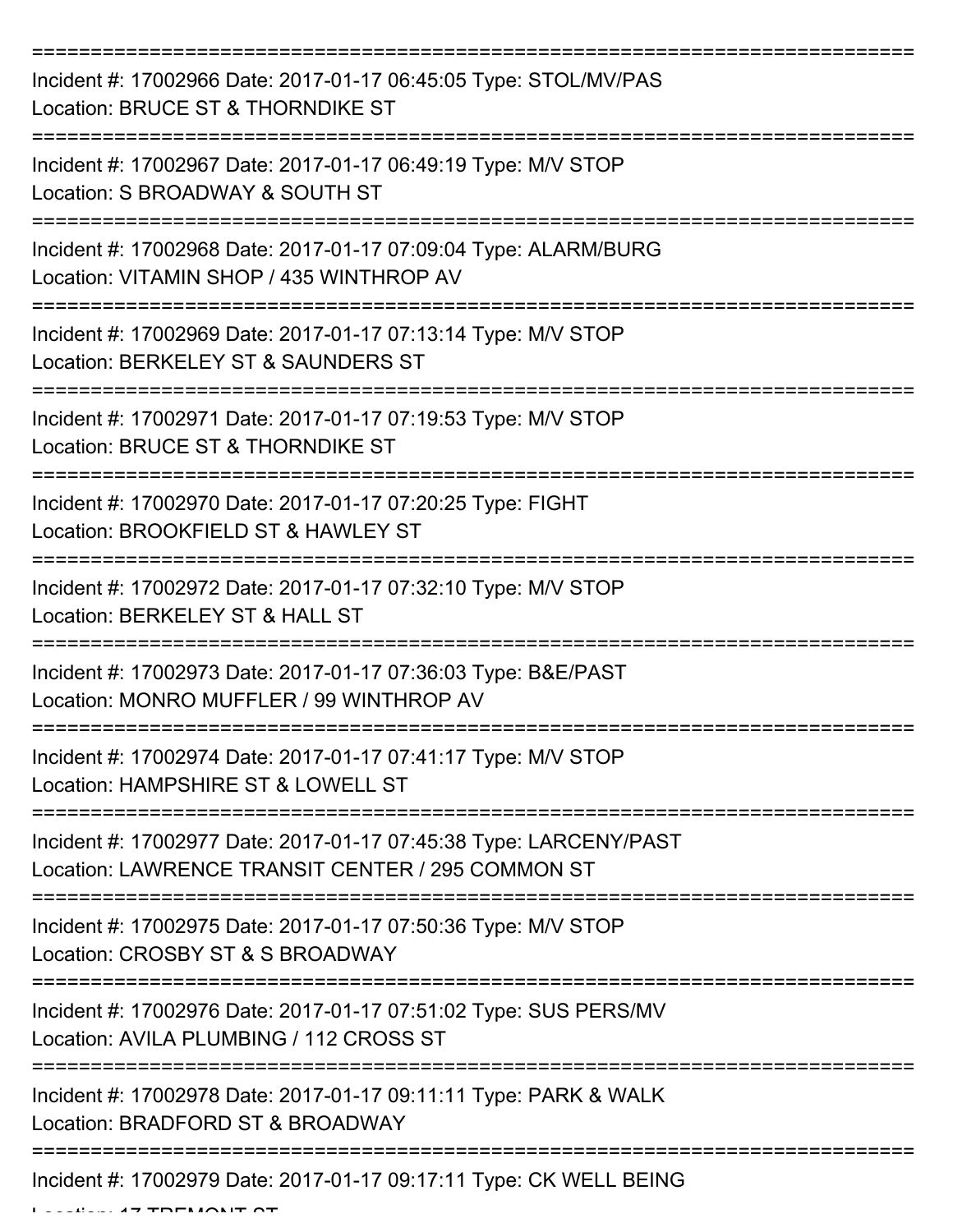===========================================================================
Incident #: 17002966 Date: 2017-01-17 06:45:05 Type: STOL/MV/PAS
Location: BRUCE ST & THORNDIKE ST
===========================================================================
Incident #: 17002967 Date: 2017-01-17 06:49:19 Type: M/V STOP
Location: S BROADWAY & SOUTH ST
===========================================================================
Incident #: 17002968 Date: 2017-01-17 07:09:04 Type: ALARM/BURG
Location: VITAMIN SHOP / 435 WINTHROP AV
===========================================================================
Incident #: 17002969 Date: 2017-01-17 07:13:14 Type: M/V STOP
Location: BERKELEY ST & SAUNDERS ST
===========================================================================
Incident #: 17002971 Date: 2017-01-17 07:19:53 Type: M/V STOP
Location: BRUCE ST & THORNDIKE ST
===========================================================================
Incident #: 17002970 Date: 2017-01-17 07:20:25 Type: FIGHT
Location: BROOKFIELD ST & HAWLEY ST
===========================================================================
Incident #: 17002972 Date: 2017-01-17 07:32:10 Type: M/V STOP
Location: BERKELEY ST & HALL ST
===========================================================================
Incident #: 17002973 Date: 2017-01-17 07:36:03 Type: B&E/PAST
Location: MONRO MUFFLER / 99 WINTHROP AV
===========================================================================
Incident #: 17002974 Date: 2017-01-17 07:41:17 Type: M/V STOP
Location: HAMPSHIRE ST & LOWELL ST
===========================================================================
Incident #: 17002977 Date: 2017-01-17 07:45:38 Type: LARCENY/PAST
Location: LAWRENCE TRANSIT CENTER / 295 COMMON ST
===========================================================================
Incident #: 17002975 Date: 2017-01-17 07:50:36 Type: M/V STOP
Location: CROSBY ST & S BROADWAY
===========================================================================
Incident #: 17002976 Date: 2017-01-17 07:51:02 Type: SUS PERS/MV
Location: AVILA PLUMBING / 112 CROSS ST
===========================================================================
Incident #: 17002978 Date: 2017-01-17 09:11:11 Type: PARK & WALK
Location: BRADFORD ST & BROADWAY
===========================================================================
Incident #: 17002979 Date: 2017-01-17 09:17:11 Type: CK WELL BEING
Location: 17 TREMONT ST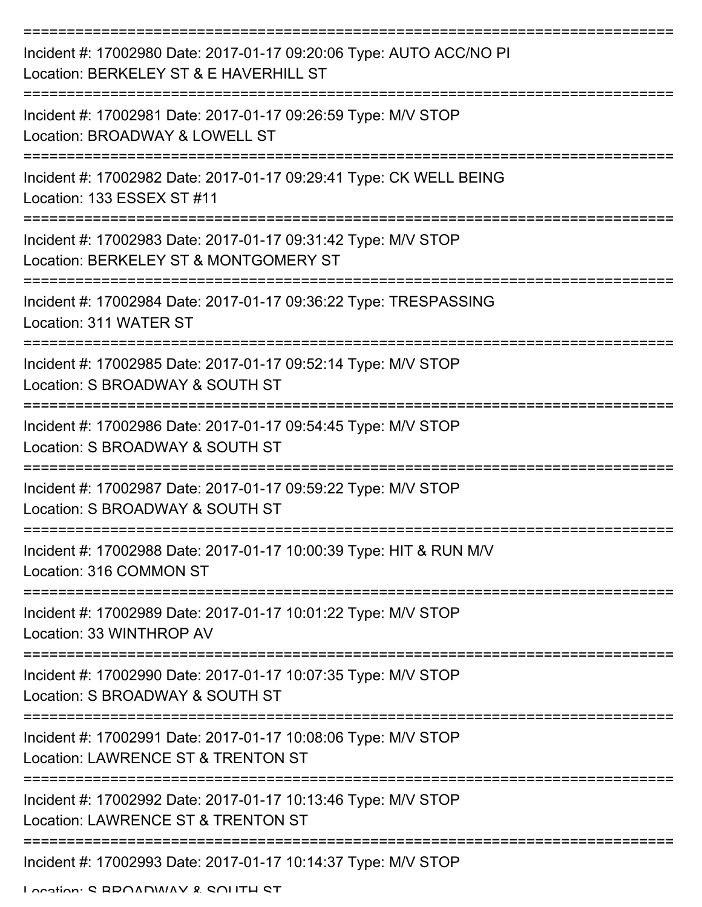===========================================================================
Incident #: 17002980 Date: 2017-01-17 09:20:06 Type: AUTO ACC/NO PI
Location: BERKELEY ST & E HAVERHILL ST
===========================================================================
Incident #: 17002981 Date: 2017-01-17 09:26:59 Type: M/V STOP
Location: BROADWAY & LOWELL ST
===========================================================================
Incident #: 17002982 Date: 2017-01-17 09:29:41 Type: CK WELL BEING
Location: 133 ESSEX ST #11
===========================================================================
Incident #: 17002983 Date: 2017-01-17 09:31:42 Type: M/V STOP
Location: BERKELEY ST & MONTGOMERY ST
===========================================================================
Incident #: 17002984 Date: 2017-01-17 09:36:22 Type: TRESPASSING
Location: 311 WATER ST
===========================================================================
Incident #: 17002985 Date: 2017-01-17 09:52:14 Type: M/V STOP
Location: S BROADWAY & SOUTH ST
===========================================================================
Incident #: 17002986 Date: 2017-01-17 09:54:45 Type: M/V STOP
Location: S BROADWAY & SOUTH ST
===========================================================================
Incident #: 17002987 Date: 2017-01-17 09:59:22 Type: M/V STOP
Location: S BROADWAY & SOUTH ST
===========================================================================
Incident #: 17002988 Date: 2017-01-17 10:00:39 Type: HIT & RUN M/V
Location: 316 COMMON ST
===========================================================================
Incident #: 17002989 Date: 2017-01-17 10:01:22 Type: M/V STOP
Location: 33 WINTHROP AV
===========================================================================
Incident #: 17002990 Date: 2017-01-17 10:07:35 Type: M/V STOP
Location: S BROADWAY & SOUTH ST
===========================================================================
Incident #: 17002991 Date: 2017-01-17 10:08:06 Type: M/V STOP
Location: LAWRENCE ST & TRENTON ST
===========================================================================
Incident #: 17002992 Date: 2017-01-17 10:13:46 Type: M/V STOP
Location: LAWRENCE ST & TRENTON ST
===========================================================================
Incident #: 17002993 Date: 2017-01-17 10:14:37 Type: M/V STOP
Location: S BROADWAY & SOUTH ST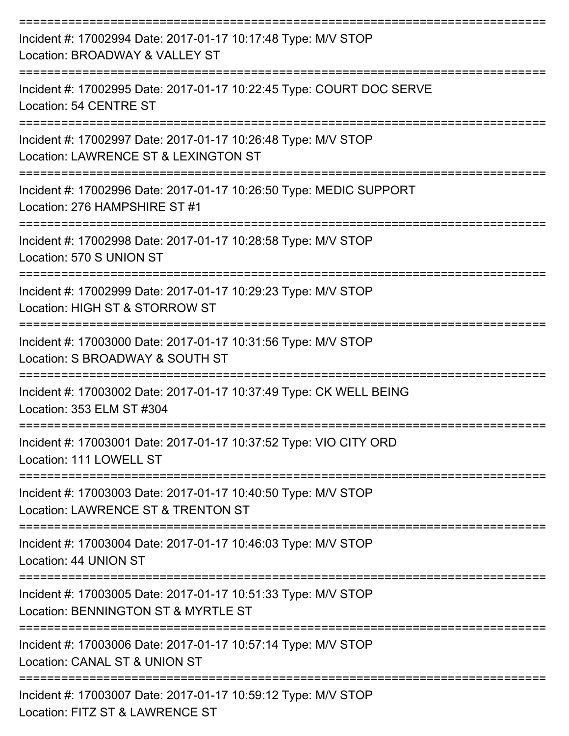===========================================================================

Incident #: 17002994 Date: 2017-01-17 10:17:48 Type: M/V STOP
Location: BROADWAY & VALLEY ST

===========================================================================

Incident #: 17002995 Date: 2017-01-17 10:22:45 Type: COURT DOC SERVE
Location: 54 CENTRE ST

===========================================================================

Incident #: 17002997 Date: 2017-01-17 10:26:48 Type: M/V STOP
Location: LAWRENCE ST & LEXINGTON ST

===========================================================================

Incident #: 17002996 Date: 2017-01-17 10:26:50 Type: MEDIC SUPPORT
Location: 276 HAMPSHIRE ST #1

===========================================================================

Incident #: 17002998 Date: 2017-01-17 10:28:58 Type: M/V STOP
Location: 570 S UNION ST

===========================================================================

Incident #: 17002999 Date: 2017-01-17 10:29:23 Type: M/V STOP
Location: HIGH ST & STORROW ST

===========================================================================

Incident #: 17003000 Date: 2017-01-17 10:31:56 Type: M/V STOP
Location: S BROADWAY & SOUTH ST

===========================================================================

Incident #: 17003002 Date: 2017-01-17 10:37:49 Type: CK WELL BEING
Location: 353 ELM ST #304

===========================================================================

Incident #: 17003001 Date: 2017-01-17 10:37:52 Type: VIO CITY ORD
Location: 111 LOWELL ST

===========================================================================

Incident #: 17003003 Date: 2017-01-17 10:40:50 Type: M/V STOP
Location: LAWRENCE ST & TRENTON ST

===========================================================================

Incident #: 17003004 Date: 2017-01-17 10:46:03 Type: M/V STOP
Location: 44 UNION ST

===========================================================================

Incident #: 17003005 Date: 2017-01-17 10:51:33 Type: M/V STOP
Location: BENNINGTON ST & MYRTLE ST

===========================================================================

Incident #: 17003006 Date: 2017-01-17 10:57:14 Type: M/V STOP
Location: CANAL ST & UNION ST

===========================================================================

Incident #: 17003007 Date: 2017-01-17 10:59:12 Type: M/V STOP
Location: FITZ ST & LAWRENCE ST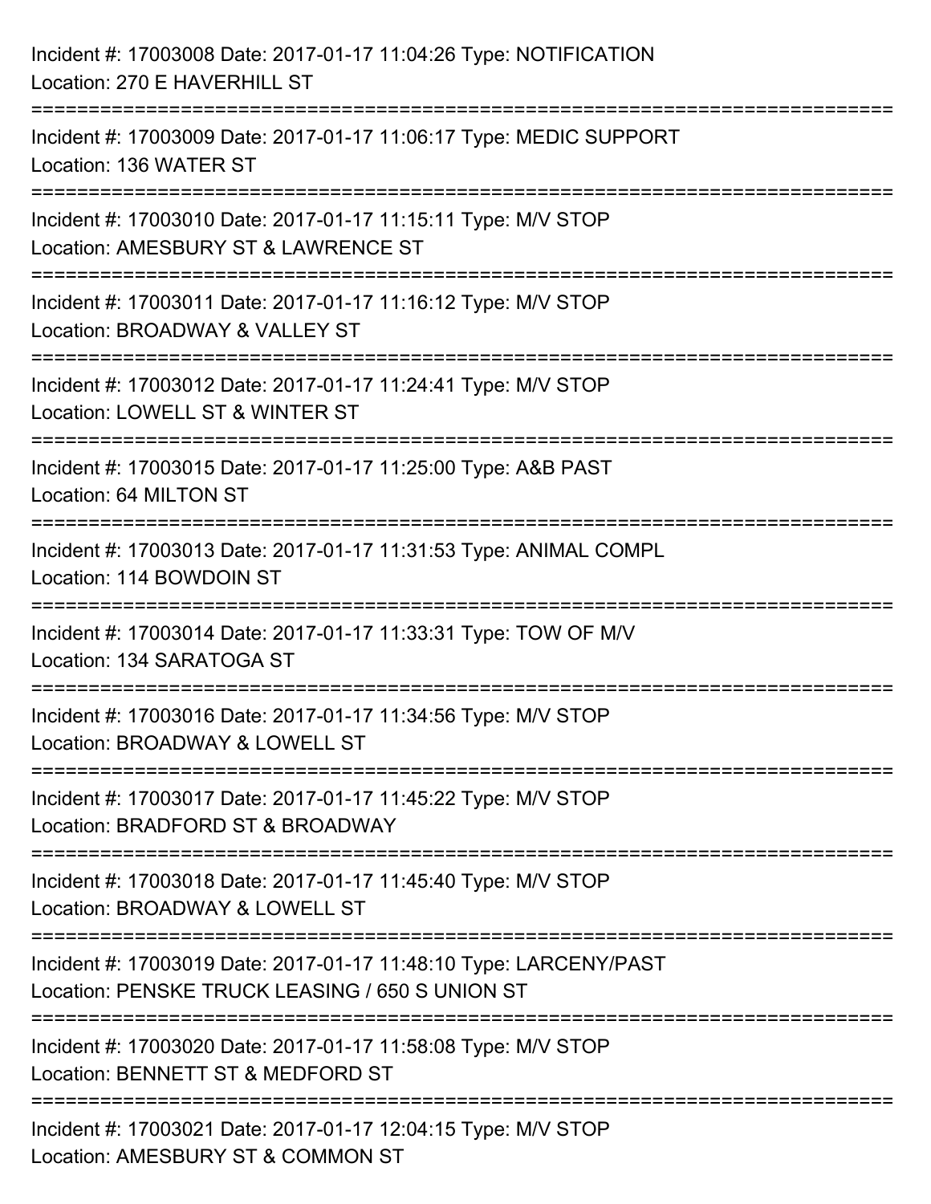Incident #: 17003008 Date: 2017-01-17 11:04:26 Type: NOTIFICATION
Location: 270 E HAVERHILL ST

===========================================================================

Incident #: 17003009 Date: 2017-01-17 11:06:17 Type: MEDIC SUPPORT
Location: 136 WATER ST

===========================================================================

Incident #: 17003010 Date: 2017-01-17 11:15:11 Type: M/V STOP
Location: AMESBURY ST & LAWRENCE ST

===========================================================================

Incident #: 17003011 Date: 2017-01-17 11:16:12 Type: M/V STOP
Location: BROADWAY & VALLEY ST

===========================================================================

Incident #: 17003012 Date: 2017-01-17 11:24:41 Type: M/V STOP
Location: LOWELL ST & WINTER ST

===========================================================================

Incident #: 17003015 Date: 2017-01-17 11:25:00 Type: A&B PAST
Location: 64 MILTON ST

===========================================================================

Incident #: 17003013 Date: 2017-01-17 11:31:53 Type: ANIMAL COMPL
Location: 114 BOWDOIN ST

===========================================================================

Incident #: 17003014 Date: 2017-01-17 11:33:31 Type: TOW OF M/V
Location: 134 SARATOGA ST

===========================================================================

Incident #: 17003016 Date: 2017-01-17 11:34:56 Type: M/V STOP
Location: BROADWAY & LOWELL ST

===========================================================================

Incident #: 17003017 Date: 2017-01-17 11:45:22 Type: M/V STOP
Location: BRADFORD ST & BROADWAY

===========================================================================

Incident #: 17003018 Date: 2017-01-17 11:45:40 Type: M/V STOP
Location: BROADWAY & LOWELL ST

===========================================================================

Incident #: 17003019 Date: 2017-01-17 11:48:10 Type: LARCENY/PAST
Location: PENSKE TRUCK LEASING / 650 S UNION ST

===========================================================================

Incident #: 17003020 Date: 2017-01-17 11:58:08 Type: M/V STOP
Location: BENNETT ST & MEDFORD ST

===========================================================================

Incident #: 17003021 Date: 2017-01-17 12:04:15 Type: M/V STOP
Location: AMESBURY ST & COMMON ST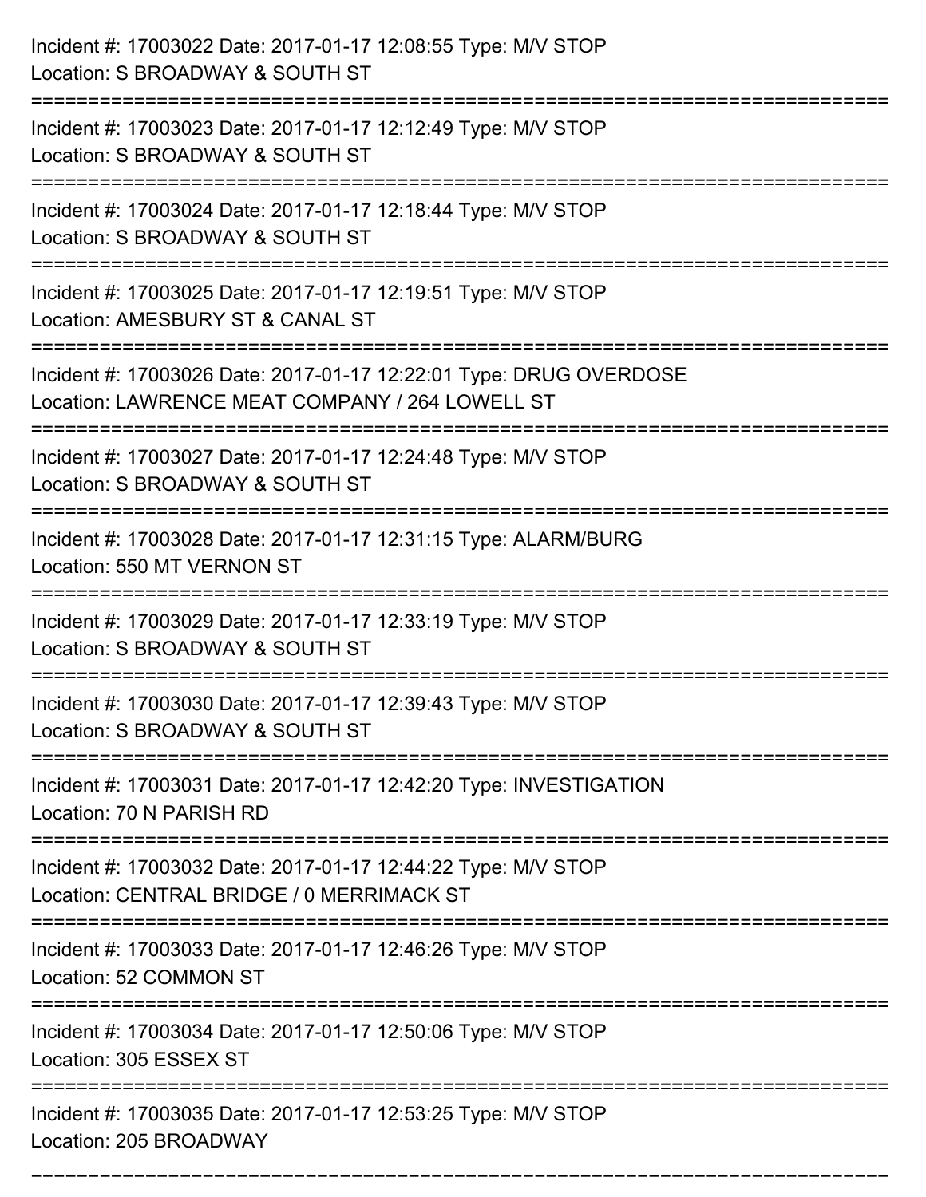Incident #: 17003022 Date: 2017-01-17 12:08:55 Type: M/V STOP
Location: S BROADWAY & SOUTH ST

===========================================================================

Incident #: 17003023 Date: 2017-01-17 12:12:49 Type: M/V STOP
Location: S BROADWAY & SOUTH ST

===========================================================================

Incident #: 17003024 Date: 2017-01-17 12:18:44 Type: M/V STOP
Location: S BROADWAY & SOUTH ST

===========================================================================

Incident #: 17003025 Date: 2017-01-17 12:19:51 Type: M/V STOP
Location: AMESBURY ST & CANAL ST

===========================================================================

Incident #: 17003026 Date: 2017-01-17 12:22:01 Type: DRUG OVERDOSE
Location: LAWRENCE MEAT COMPANY / 264 LOWELL ST

===========================================================================

Incident #: 17003027 Date: 2017-01-17 12:24:48 Type: M/V STOP
Location: S BROADWAY & SOUTH ST

===========================================================================

Incident #: 17003028 Date: 2017-01-17 12:31:15 Type: ALARM/BURG
Location: 550 MT VERNON ST

===========================================================================

Incident #: 17003029 Date: 2017-01-17 12:33:19 Type: M/V STOP
Location: S BROADWAY & SOUTH ST

===========================================================================

Incident #: 17003030 Date: 2017-01-17 12:39:43 Type: M/V STOP
Location: S BROADWAY & SOUTH ST

===========================================================================

Incident #: 17003031 Date: 2017-01-17 12:42:20 Type: INVESTIGATION
Location: 70 N PARISH RD

===========================================================================

Incident #: 17003032 Date: 2017-01-17 12:44:22 Type: M/V STOP
Location: CENTRAL BRIDGE / 0 MERRIMACK ST

===========================================================================

Incident #: 17003033 Date: 2017-01-17 12:46:26 Type: M/V STOP
Location: 52 COMMON ST

===========================================================================

Incident #: 17003034 Date: 2017-01-17 12:50:06 Type: M/V STOP
Location: 305 ESSEX ST

===========================================================================

Incident #: 17003035 Date: 2017-01-17 12:53:25 Type: M/V STOP
Location: 205 BROADWAY

===========================================================================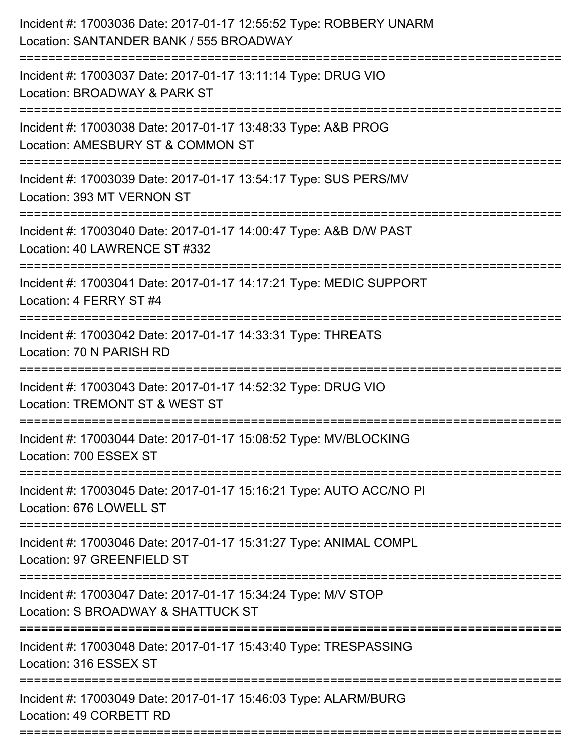Incident #: 17003036 Date: 2017-01-17 12:55:52 Type: ROBBERY UNARM
Location: SANTANDER BANK / 555 BROADWAY

===========================================================================

Incident #: 17003037 Date: 2017-01-17 13:11:14 Type: DRUG VIO
Location: BROADWAY & PARK ST

===========================================================================

Incident #: 17003038 Date: 2017-01-17 13:48:33 Type: A&B PROG
Location: AMESBURY ST & COMMON ST

===========================================================================

Incident #: 17003039 Date: 2017-01-17 13:54:17 Type: SUS PERS/MV
Location: 393 MT VERNON ST

===========================================================================

Incident #: 17003040 Date: 2017-01-17 14:00:47 Type: A&B D/W PAST
Location: 40 LAWRENCE ST #332

===========================================================================

Incident #: 17003041 Date: 2017-01-17 14:17:21 Type: MEDIC SUPPORT
Location: 4 FERRY ST #4

===========================================================================

Incident #: 17003042 Date: 2017-01-17 14:33:31 Type: THREATS
Location: 70 N PARISH RD

===========================================================================

Incident #: 17003043 Date: 2017-01-17 14:52:32 Type: DRUG VIO
Location: TREMONT ST & WEST ST

===========================================================================

Incident #: 17003044 Date: 2017-01-17 15:08:52 Type: MV/BLOCKING
Location: 700 ESSEX ST

===========================================================================

Incident #: 17003045 Date: 2017-01-17 15:16:21 Type: AUTO ACC/NO PI
Location: 676 LOWELL ST

===========================================================================

Incident #: 17003046 Date: 2017-01-17 15:31:27 Type: ANIMAL COMPL
Location: 97 GREENFIELD ST

===========================================================================

Incident #: 17003047 Date: 2017-01-17 15:34:24 Type: M/V STOP
Location: S BROADWAY & SHATTUCK ST

===========================================================================

Incident #: 17003048 Date: 2017-01-17 15:43:40 Type: TRESPASSING
Location: 316 ESSEX ST

===========================================================================

Incident #: 17003049 Date: 2017-01-17 15:46:03 Type: ALARM/BURG
Location: 49 CORBETT RD

===========================================================================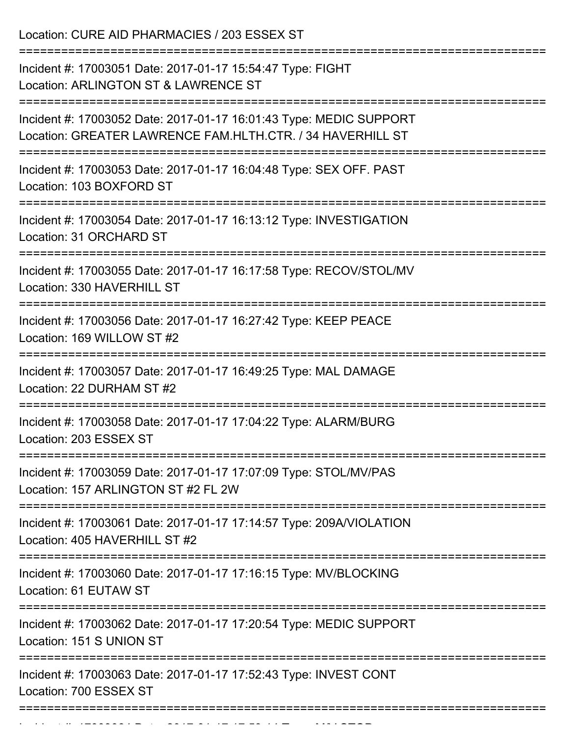Location: CURE AID PHARMACIES / 203 ESSEX ST

===========================================================================

Incident #: 17003051 Date: 2017-01-17 15:54:47 Type: FIGHT
Location: ARLINGTON ST & LAWRENCE ST

===========================================================================

Incident #: 17003052 Date: 2017-01-17 16:01:43 Type: MEDIC SUPPORT
Location: GREATER LAWRENCE FAM.HLTH.CTR. / 34 HAVERHILL ST

===========================================================================

Incident #: 17003053 Date: 2017-01-17 16:04:48 Type: SEX OFF. PAST
Location: 103 BOXFORD ST

===========================================================================

Incident #: 17003054 Date: 2017-01-17 16:13:12 Type: INVESTIGATION
Location: 31 ORCHARD ST

===========================================================================

Incident #: 17003055 Date: 2017-01-17 16:17:58 Type: RECOV/STOL/MV
Location: 330 HAVERHILL ST

===========================================================================

Incident #: 17003056 Date: 2017-01-17 16:27:42 Type: KEEP PEACE
Location: 169 WILLOW ST #2

===========================================================================

Incident #: 17003057 Date: 2017-01-17 16:49:25 Type: MAL DAMAGE
Location: 22 DURHAM ST #2

===========================================================================

Incident #: 17003058 Date: 2017-01-17 17:04:22 Type: ALARM/BURG
Location: 203 ESSEX ST

===========================================================================

Incident #: 17003059 Date: 2017-01-17 17:07:09 Type: STOL/MV/PAS
Location: 157 ARLINGTON ST #2 FL 2W

===========================================================================

Incident #: 17003061 Date: 2017-01-17 17:14:57 Type: 209A/VIOLATION
Location: 405 HAVERHILL ST #2

===========================================================================

Incident #: 17003060 Date: 2017-01-17 17:16:15 Type: MV/BLOCKING
Location: 61 EUTAW ST

===========================================================================

Incident #: 17003062 Date: 2017-01-17 17:20:54 Type: MEDIC SUPPORT
Location: 151 S UNION ST

===========================================================================

Incident #: 17003063 Date: 2017-01-17 17:52:43 Type: INVEST CONT
Location: 700 ESSEX ST

===========================================================================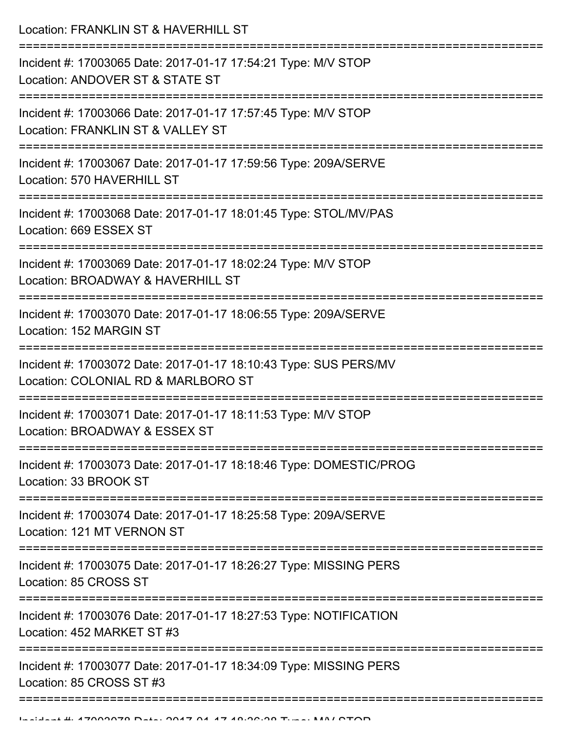Location: FRANKLIN ST & HAVERHILL ST

===========================================================================

Incident #: 17003065 Date: 2017-01-17 17:54:21 Type: M/V STOP
Location: ANDOVER ST & STATE ST

===========================================================================

Incident #: 17003066 Date: 2017-01-17 17:57:45 Type: M/V STOP
Location: FRANKLIN ST & VALLEY ST

===========================================================================

Incident #: 17003067 Date: 2017-01-17 17:59:56 Type: 209A/SERVE
Location: 570 HAVERHILL ST

===========================================================================

Incident #: 17003068 Date: 2017-01-17 18:01:45 Type: STOL/MV/PAS
Location: 669 ESSEX ST

===========================================================================

Incident #: 17003069 Date: 2017-01-17 18:02:24 Type: M/V STOP
Location: BROADWAY & HAVERHILL ST

===========================================================================

Incident #: 17003070 Date: 2017-01-17 18:06:55 Type: 209A/SERVE
Location: 152 MARGIN ST

===========================================================================

Incident #: 17003072 Date: 2017-01-17 18:10:43 Type: SUS PERS/MV
Location: COLONIAL RD & MARLBORO ST

===========================================================================

Incident #: 17003071 Date: 2017-01-17 18:11:53 Type: M/V STOP
Location: BROADWAY & ESSEX ST

===========================================================================

Incident #: 17003073 Date: 2017-01-17 18:18:46 Type: DOMESTIC/PROG
Location: 33 BROOK ST

===========================================================================

Incident #: 17003074 Date: 2017-01-17 18:25:58 Type: 209A/SERVE
Location: 121 MT VERNON ST

===========================================================================

Incident #: 17003075 Date: 2017-01-17 18:26:27 Type: MISSING PERS
Location: 85 CROSS ST

===========================================================================

Incident #: 17003076 Date: 2017-01-17 18:27:53 Type: NOTIFICATION
Location: 452 MARKET ST #3

===========================================================================

Incident #: 17003077 Date: 2017-01-17 18:34:09 Type: MISSING PERS
Location: 85 CROSS ST #3

===========================================================================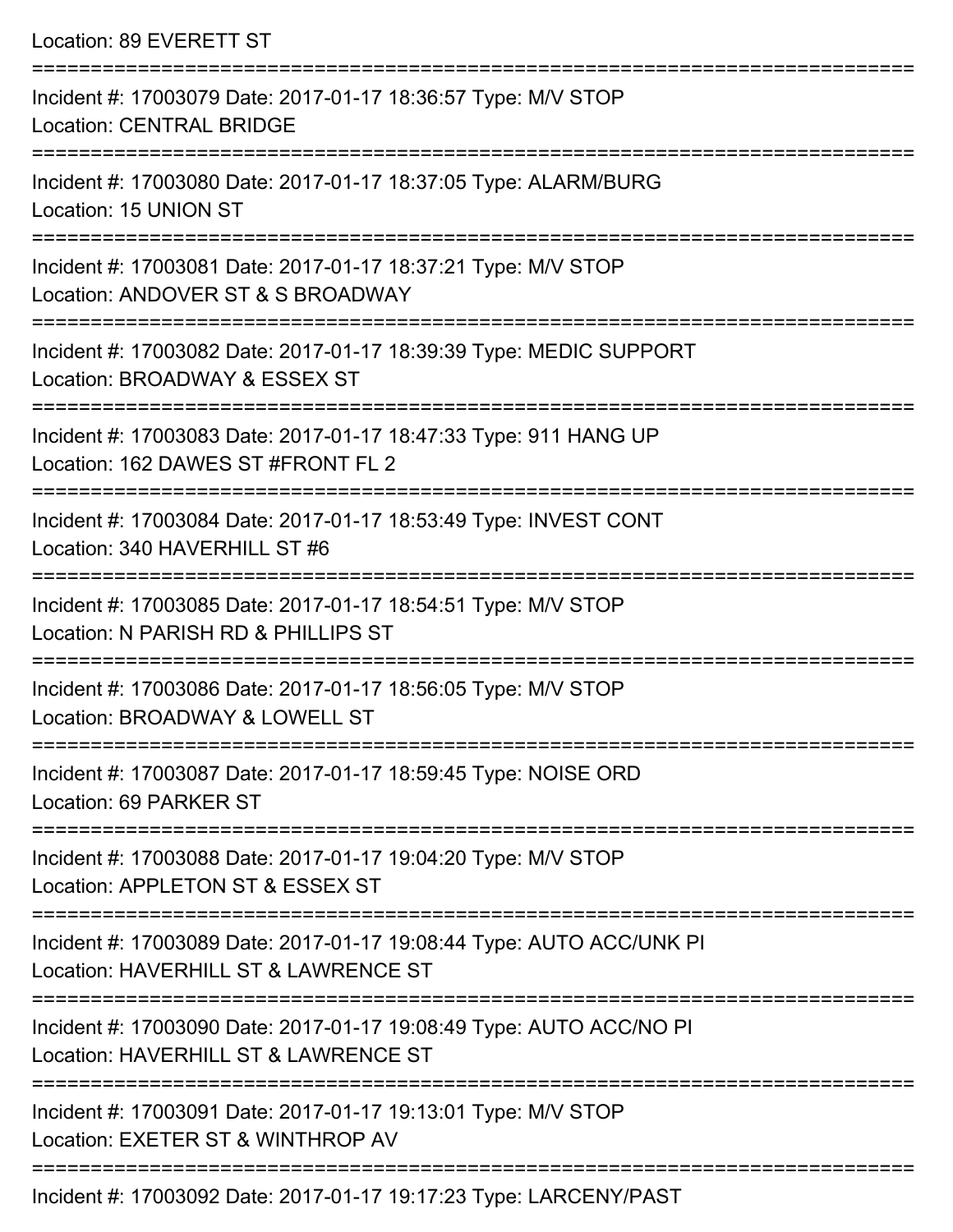Location: 89 EVERETT ST

===========================================================================

Incident #: 17003079 Date: 2017-01-17 18:36:57 Type: M/V STOP
Location: CENTRAL BRIDGE

===========================================================================

Incident #: 17003080 Date: 2017-01-17 18:37:05 Type: ALARM/BURG
Location: 15 UNION ST

===========================================================================

Incident #: 17003081 Date: 2017-01-17 18:37:21 Type: M/V STOP
Location: ANDOVER ST & S BROADWAY

===========================================================================

Incident #: 17003082 Date: 2017-01-17 18:39:39 Type: MEDIC SUPPORT
Location: BROADWAY & ESSEX ST

===========================================================================

Incident #: 17003083 Date: 2017-01-17 18:47:33 Type: 911 HANG UP
Location: 162 DAWES ST #FRONT FL 2

===========================================================================

Incident #: 17003084 Date: 2017-01-17 18:53:49 Type: INVEST CONT
Location: 340 HAVERHILL ST #6

===========================================================================

Incident #: 17003085 Date: 2017-01-17 18:54:51 Type: M/V STOP
Location: N PARISH RD & PHILLIPS ST

===========================================================================

Incident #: 17003086 Date: 2017-01-17 18:56:05 Type: M/V STOP
Location: BROADWAY & LOWELL ST

===========================================================================

Incident #: 17003087 Date: 2017-01-17 18:59:45 Type: NOISE ORD
Location: 69 PARKER ST

===========================================================================

Incident #: 17003088 Date: 2017-01-17 19:04:20 Type: M/V STOP
Location: APPLETON ST & ESSEX ST

===========================================================================

Incident #: 17003089 Date: 2017-01-17 19:08:44 Type: AUTO ACC/UNK PI
Location: HAVERHILL ST & LAWRENCE ST

===========================================================================

Incident #: 17003090 Date: 2017-01-17 19:08:49 Type: AUTO ACC/NO PI
Location: HAVERHILL ST & LAWRENCE ST

===========================================================================

Incident #: 17003091 Date: 2017-01-17 19:13:01 Type: M/V STOP
Location: EXETER ST & WINTHROP AV

===========================================================================

Incident #: 17003092 Date: 2017-01-17 19:17:23 Type: LARCENY/PAST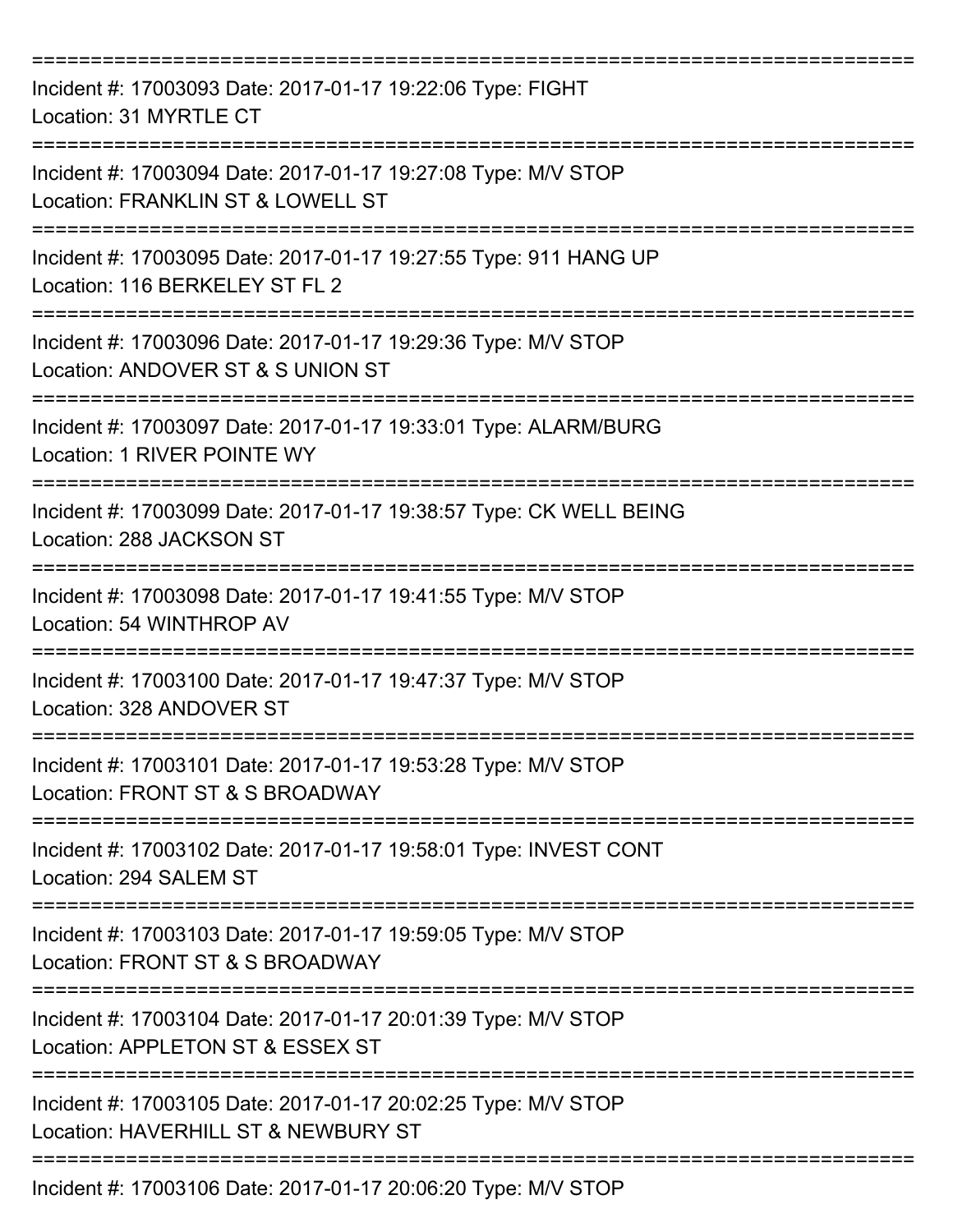===========================================================================

Incident #: 17003093 Date: 2017-01-17 19:22:06 Type: FIGHT
Location: 31 MYRTLE CT

===========================================================================

Incident #: 17003094 Date: 2017-01-17 19:27:08 Type: M/V STOP
Location: FRANKLIN ST & LOWELL ST

===========================================================================

Incident #: 17003095 Date: 2017-01-17 19:27:55 Type: 911 HANG UP
Location: 116 BERKELEY ST FL 2

===========================================================================

Incident #: 17003096 Date: 2017-01-17 19:29:36 Type: M/V STOP
Location: ANDOVER ST & S UNION ST

===========================================================================

Incident #: 17003097 Date: 2017-01-17 19:33:01 Type: ALARM/BURG
Location: 1 RIVER POINTE WY

===========================================================================

Incident #: 17003099 Date: 2017-01-17 19:38:57 Type: CK WELL BEING
Location: 288 JACKSON ST

===========================================================================

Incident #: 17003098 Date: 2017-01-17 19:41:55 Type: M/V STOP
Location: 54 WINTHROP AV

===========================================================================

Incident #: 17003100 Date: 2017-01-17 19:47:37 Type: M/V STOP
Location: 328 ANDOVER ST

===========================================================================

Incident #: 17003101 Date: 2017-01-17 19:53:28 Type: M/V STOP
Location: FRONT ST & S BROADWAY

===========================================================================

Incident #: 17003102 Date: 2017-01-17 19:58:01 Type: INVEST CONT
Location: 294 SALEM ST

===========================================================================

Incident #: 17003103 Date: 2017-01-17 19:59:05 Type: M/V STOP
Location: FRONT ST & S BROADWAY

===========================================================================

Incident #: 17003104 Date: 2017-01-17 20:01:39 Type: M/V STOP
Location: APPLETON ST & ESSEX ST

===========================================================================

Incident #: 17003105 Date: 2017-01-17 20:02:25 Type: M/V STOP
Location: HAVERHILL ST & NEWBURY ST

===========================================================================

Incident #: 17003106 Date: 2017-01-17 20:06:20 Type: M/V STOP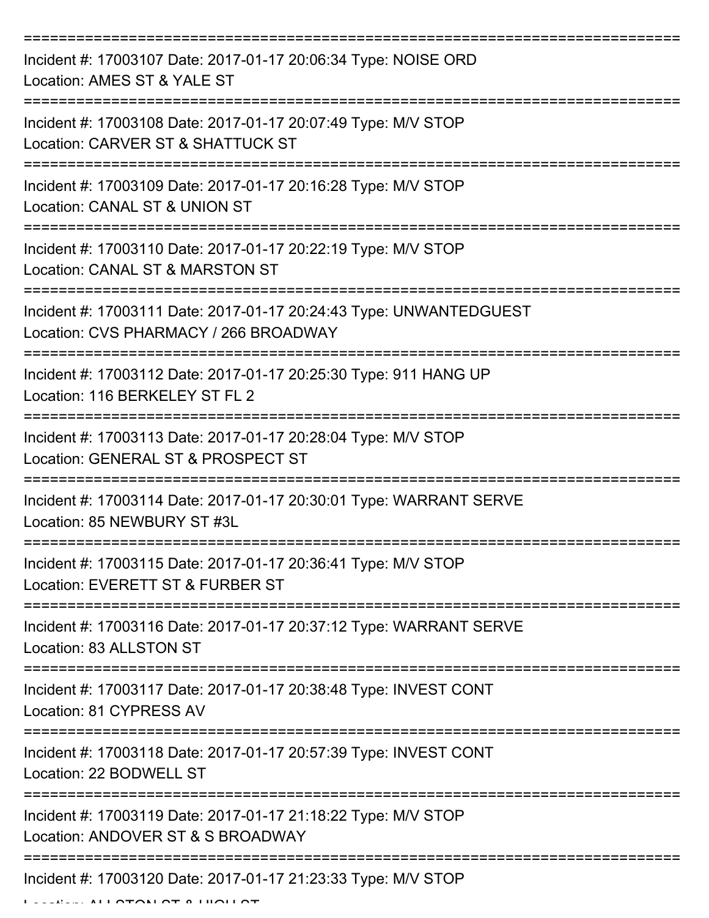===========================================================================

Incident #: 17003107 Date: 2017-01-17 20:06:34 Type: NOISE ORD
Location: AMES ST & YALE ST

===========================================================================

Incident #: 17003108 Date: 2017-01-17 20:07:49 Type: M/V STOP
Location: CARVER ST & SHATTUCK ST

===========================================================================

Incident #: 17003109 Date: 2017-01-17 20:16:28 Type: M/V STOP
Location: CANAL ST & UNION ST

===========================================================================

Incident #: 17003110 Date: 2017-01-17 20:22:19 Type: M/V STOP
Location: CANAL ST & MARSTON ST

===========================================================================

Incident #: 17003111 Date: 2017-01-17 20:24:43 Type: UNWANTEDGUEST
Location: CVS PHARMACY / 266 BROADWAY

===========================================================================

Incident #: 17003112 Date: 2017-01-17 20:25:30 Type: 911 HANG UP
Location: 116 BERKELEY ST FL 2

===========================================================================

Incident #: 17003113 Date: 2017-01-17 20:28:04 Type: M/V STOP
Location: GENERAL ST & PROSPECT ST

===========================================================================

Incident #: 17003114 Date: 2017-01-17 20:30:01 Type: WARRANT SERVE
Location: 85 NEWBURY ST #3L

===========================================================================

Incident #: 17003115 Date: 2017-01-17 20:36:41 Type: M/V STOP
Location: EVERETT ST & FURBER ST

===========================================================================

Incident #: 17003116 Date: 2017-01-17 20:37:12 Type: WARRANT SERVE
Location: 83 ALLSTON ST

===========================================================================

Incident #: 17003117 Date: 2017-01-17 20:38:48 Type: INVEST CONT
Location: 81 CYPRESS AV

===========================================================================

Incident #: 17003118 Date: 2017-01-17 20:57:39 Type: INVEST CONT
Location: 22 BODWELL ST

===========================================================================

Incident #: 17003119 Date: 2017-01-17 21:18:22 Type: M/V STOP
Location: ANDOVER ST & S BROADWAY

===========================================================================

Incident #: 17003120 Date: 2017-01-17 21:23:33 Type: M/V STOP
Location: ALLSTON ST & HIGH ST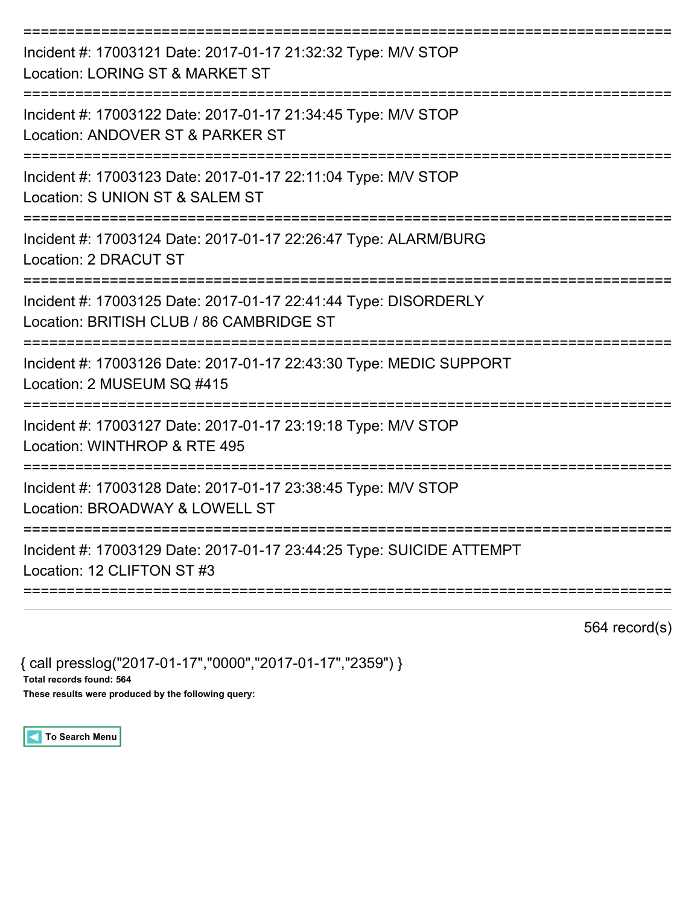===========================================================================

Incident #: 17003121 Date: 2017-01-17 21:32:32 Type: M/V STOP

Location: LORING ST & MARKET ST

===========================================================================

Incident #: 17003122 Date: 2017-01-17 21:34:45 Type: M/V STOP

Location: ANDOVER ST & PARKER ST

===========================================================================

Incident #: 17003123 Date: 2017-01-17 22:11:04 Type: M/V STOP

Location: S UNION ST & SALEM ST

===========================================================================

Incident #: 17003124 Date: 2017-01-17 22:26:47 Type: ALARM/BURG

Location: 2 DRACUT ST

===========================================================================

Incident #: 17003125 Date: 2017-01-17 22:41:44 Type: DISORDERLY

Location: BRITISH CLUB / 86 CAMBRIDGE ST

===========================================================================

Incident #: 17003126 Date: 2017-01-17 22:43:30 Type: MEDIC SUPPORT

Location: 2 MUSEUM SQ #415

===========================================================================

Incident #: 17003127 Date: 2017-01-17 23:19:18 Type: M/V STOP

Location: WINTHROP & RTE 495

===========================================================================

Incident #: 17003128 Date: 2017-01-17 23:38:45 Type: M/V STOP

Location: BROADWAY & LOWELL ST

===========================================================================

Incident #: 17003129 Date: 2017-01-17 23:44:25 Type: SUICIDE ATTEMPT

Location: 12 CLIFTON ST #3

===========================================================================

564 record(s)

{ call presslog("2017-01-17","0000","2017-01-17","2359") }

**Total records found: 564**

**These results were produced by the following query:**

To Search Menu